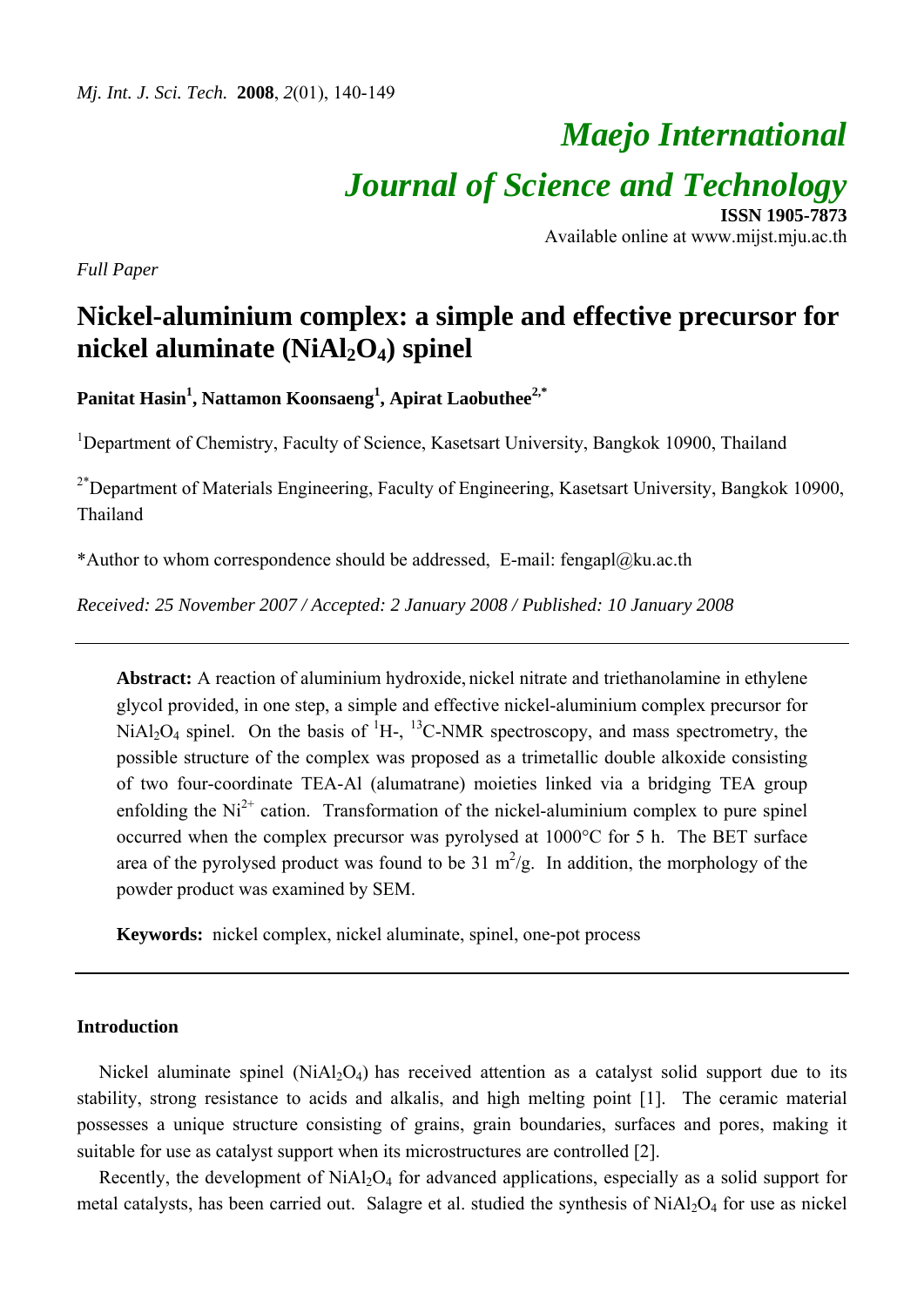# Maejo International Journal of Science and Technology

**ISSN 1905-7873**
Available online at www.mijst.mju.ac.th

*Full Paper*

## Nickel-aluminium complex: a simple and effective precursor for nickel aluminate ($NiAl_2O_4$) spinel

**Panitat Hasin[1], Nattamon Koonsaeng[1], Apirat Laobuthee[2,*]**

[1]Department of Chemistry, Faculty of Science, Kasetsart University, Bangkok 10900, Thailand

[2*]Department of Materials Engineering, Faculty of Engineering, Kasetsart University, Bangkok 10900, Thailand

*Author to whom correspondence should be addressed, E-mail: fengapl@ku.ac.th

*Received: 25 November 2007 / Accepted: 2 January 2008 / Published: 10 January 2008*

---

**Abstract:** A reaction of aluminium hydroxide, nickel nitrate and triethanolamine in ethylene glycol provided, in one step, a simple and effective nickel-aluminium complex precursor for $NiAl_2O_4$ spinel. On the basis of $^1$H-, $^{13}$C-NMR spectroscopy, and mass spectrometry, the possible structure of the complex was proposed as a trimetallic double alkoxide consisting of two four-coordinate TEA-Al (alumatrane) moieties linked via a bridging TEA group enfolding the $Ni^{2+}$ cation. Transformation of the nickel-aluminium complex to pure spinel occurred when the complex precursor was pyrolysed at 1000°C for 5 h. The BET surface area of the pyrolysed product was found to be 31 $m^2$/g. In addition, the morphology of the powder product was examined by SEM.

**Keywords:** nickel complex, nickel aluminate, spinel, one-pot process

---

### Introduction

Nickel aluminate spinel ($NiAl_2O_4$) has received attention as a catalyst solid support due to its stability, strong resistance to acids and alkalis, and high melting point [1]. The ceramic material possesses a unique structure consisting of grains, grain boundaries, surfaces and pores, making it suitable for use as catalyst support when its microstructures are controlled [2].

Recently, the development of $NiAl_2O_4$ for advanced applications, especially as a solid support for metal catalysts, has been carried out. Salagre et al. studied the synthesis of $NiAl_2O_4$ for use as nickel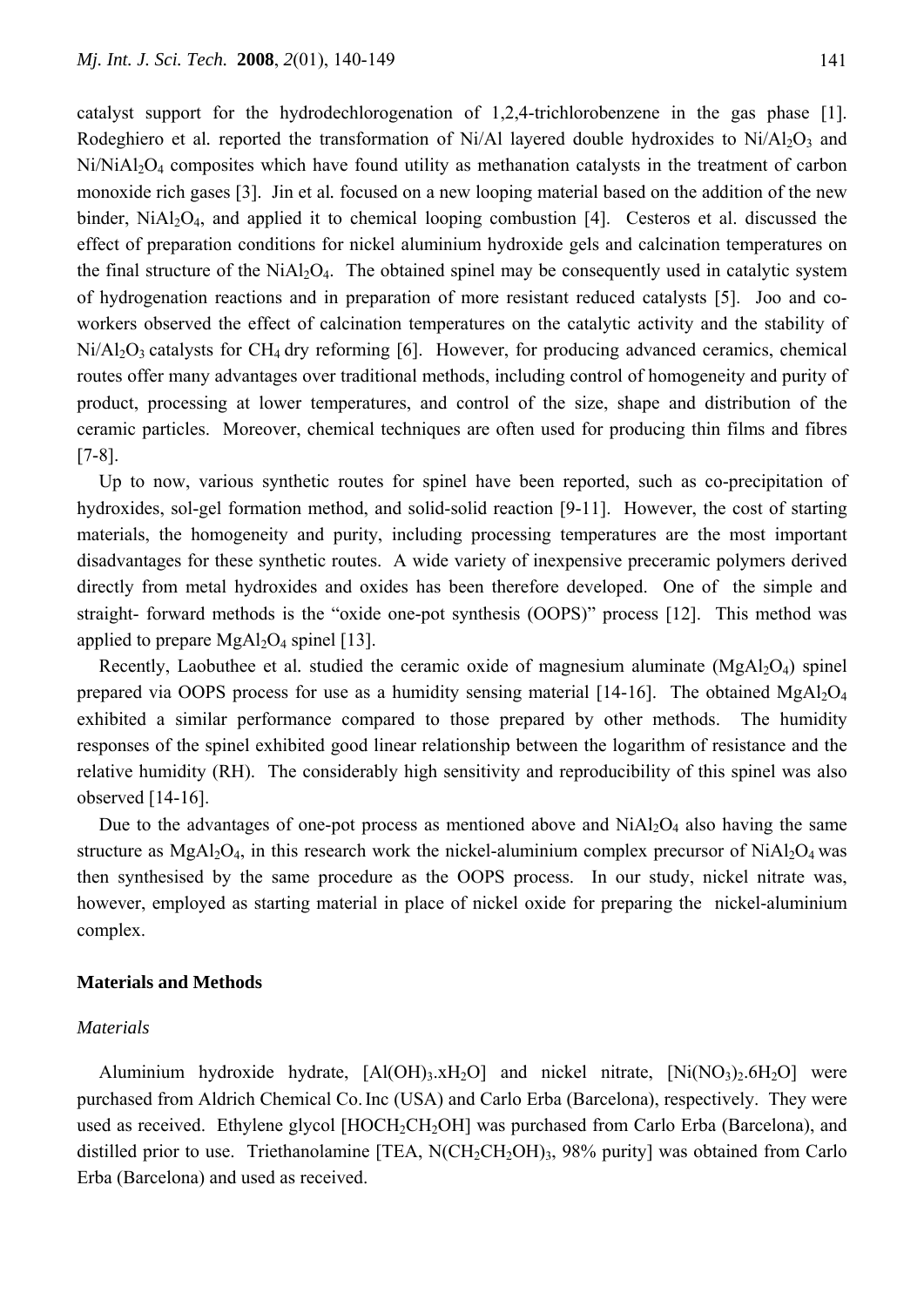catalyst support for the hydrodechlorogenation of 1,2,4-trichlorobenzene in the gas phase [1]. Rodeghiero et al. reported the transformation of Ni/Al layered double hydroxides to $Ni/Al_2O_3$ and $Ni/NiAl_2O_4$ composites which have found utility as methanation catalysts in the treatment of carbon monoxide rich gases [3]. Jin et al. focused on a new looping material based on the addition of the new binder, $NiAl_2O_4$, and applied it to chemical looping combustion [4]. Cesteros et al. discussed the effect of preparation conditions for nickel aluminium hydroxide gels and calcination temperatures on the final structure of the $NiAl_2O_4$. The obtained spinel may be consequently used in catalytic system of hydrogenation reactions and in preparation of more resistant reduced catalysts [5]. Joo and co-workers observed the effect of calcination temperatures on the catalytic activity and the stability of $Ni/Al_2O_3$ catalysts for $CH_4$ dry reforming [6]. However, for producing advanced ceramics, chemical routes offer many advantages over traditional methods, including control of homogeneity and purity of product, processing at lower temperatures, and control of the size, shape and distribution of the ceramic particles. Moreover, chemical techniques are often used for producing thin films and fibres [7-8].

Up to now, various synthetic routes for spinel have been reported, such as co-precipitation of hydroxides, sol-gel formation method, and solid-solid reaction [9-11]. However, the cost of starting materials, the homogeneity and purity, including processing temperatures are the most important disadvantages for these synthetic routes. A wide variety of inexpensive preceramic polymers derived directly from metal hydroxides and oxides has been therefore developed. One of the simple and straight- forward methods is the "oxide one-pot synthesis (OOPS)" process [12]. This method was applied to prepare $MgAl_2O_4$ spinel [13].

Recently, Laobuthee et al. studied the ceramic oxide of magnesium aluminate ($MgAl_2O_4$) spinel prepared via OOPS process for use as a humidity sensing material [14-16]. The obtained $MgAl_2O_4$ exhibited a similar performance compared to those prepared by other methods. The humidity responses of the spinel exhibited good linear relationship between the logarithm of resistance and the relative humidity (RH). The considerably high sensitivity and reproducibility of this spinel was also observed [14-16].

Due to the advantages of one-pot process as mentioned above and $NiAl_2O_4$ also having the same structure as $MgAl_2O_4$, in this research work the nickel-aluminium complex precursor of $NiAl_2O_4$ was then synthesised by the same procedure as the OOPS process. In our study, nickel nitrate was, however, employed as starting material in place of nickel oxide for preparing the nickel-aluminium complex.

## Materials and Methods

### *Materials*

Aluminium hydroxide hydrate, [$Al(OH)_3.xH_2O$] and nickel nitrate, [$Ni(NO_3)_2.6H_2O$] were purchased from Aldrich Chemical Co. Inc (USA) and Carlo Erba (Barcelona), respectively. They were used as received. Ethylene glycol [$HOCH_2CH_2OH$] was purchased from Carlo Erba (Barcelona), and distilled prior to use. Triethanolamine [TEA, $N(CH_2CH_2OH)_3$, 98% purity] was obtained from Carlo Erba (Barcelona) and used as received.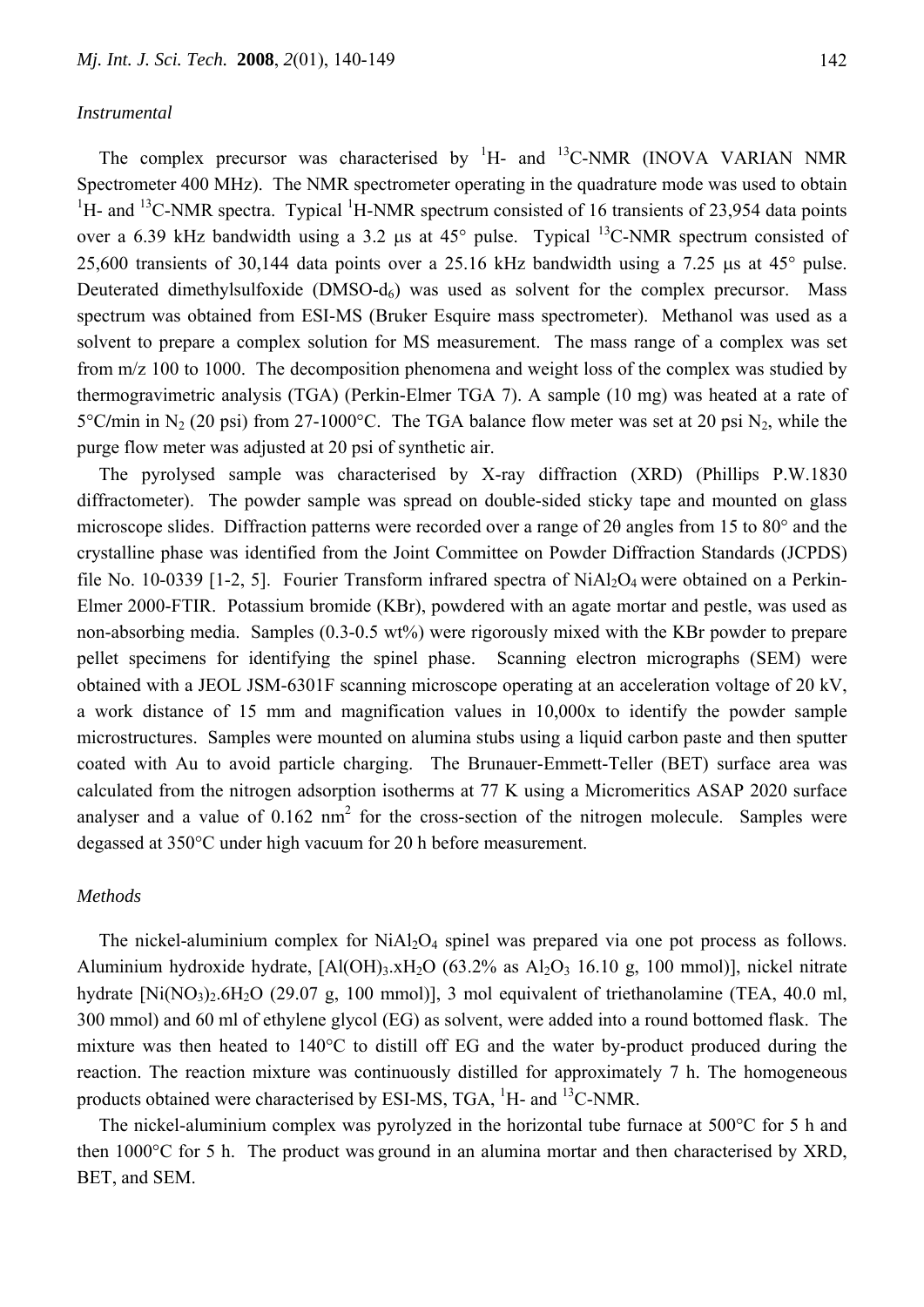*Instrumental*

The complex precursor was characterised by $^1H$- and $^{13}C$-NMR (INOVA VARIAN NMR Spectrometer 400 MHz). The NMR spectrometer operating in the quadrature mode was used to obtain $^1H$- and $^{13}C$-NMR spectra. Typical $^1H$-NMR spectrum consisted of 16 transients of 23,954 data points over a 6.39 kHz bandwidth using a 3.2 μs at 45° pulse. Typical $^{13}C$-NMR spectrum consisted of 25,600 transients of 30,144 data points over a 25.16 kHz bandwidth using a 7.25 μs at 45° pulse. Deuterated dimethylsulfoxide (DMSO-$d_6$) was used as solvent for the complex precursor. Mass spectrum was obtained from ESI-MS (Bruker Esquire mass spectrometer). Methanol was used as a solvent to prepare a complex solution for MS measurement. The mass range of a complex was set from m/z 100 to 1000. The decomposition phenomena and weight loss of the complex was studied by thermogravimetric analysis (TGA) (Perkin-Elmer TGA 7). A sample (10 mg) was heated at a rate of 5°C/min in $N_2$ (20 psi) from 27-1000°C. The TGA balance flow meter was set at 20 psi $N_2$, while the purge flow meter was adjusted at 20 psi of synthetic air.

The pyrolysed sample was characterised by X-ray diffraction (XRD) (Phillips P.W.1830 diffractometer). The powder sample was spread on double-sided sticky tape and mounted on glass microscope slides. Diffraction patterns were recorded over a range of 2θ angles from 15 to 80° and the crystalline phase was identified from the Joint Committee on Powder Diffraction Standards (JCPDS) file No. 10-0339 [1-2, 5]. Fourier Transform infrared spectra of $NiAl_2O_4$ were obtained on a Perkin-Elmer 2000-FTIR. Potassium bromide (KBr), powdered with an agate mortar and pestle, was used as non-absorbing media. Samples (0.3-0.5 wt%) were rigorously mixed with the KBr powder to prepare pellet specimens for identifying the spinel phase. Scanning electron micrographs (SEM) were obtained with a JEOL JSM-6301F scanning microscope operating at an acceleration voltage of 20 kV, a work distance of 15 mm and magnification values in 10,000x to identify the powder sample microstructures. Samples were mounted on alumina stubs using a liquid carbon paste and then sputter coated with Au to avoid particle charging. The Brunauer-Emmett-Teller (BET) surface area was calculated from the nitrogen adsorption isotherms at 77 K using a Micromeritics ASAP 2020 surface analyser and a value of 0.162 $nm^2$ for the cross-section of the nitrogen molecule. Samples were degassed at 350°C under high vacuum for 20 h before measurement.

*Methods*

The nickel-aluminium complex for $NiAl_2O_4$ spinel was prepared via one pot process as follows. Aluminium hydroxide hydrate, [$Al(OH)_3.xH_2O$ (63.2% as $Al_2O_3$ 16.10 g, 100 mmol)], nickel nitrate hydrate [$Ni(NO_3)_2.6H_2O$ (29.07 g, 100 mmol)], 3 mol equivalent of triethanolamine (TEA, 40.0 ml, 300 mmol) and 60 ml of ethylene glycol (EG) as solvent, were added into a round bottomed flask. The mixture was then heated to 140°C to distill off EG and the water by-product produced during the reaction. The reaction mixture was continuously distilled for approximately 7 h. The homogeneous products obtained were characterised by ESI-MS, TGA, $^1H$- and $^{13}C$-NMR.

The nickel-aluminium complex was pyrolyzed in the horizontal tube furnace at 500°C for 5 h and then 1000°C for 5 h. The product was ground in an alumina mortar and then characterised by XRD, BET, and SEM.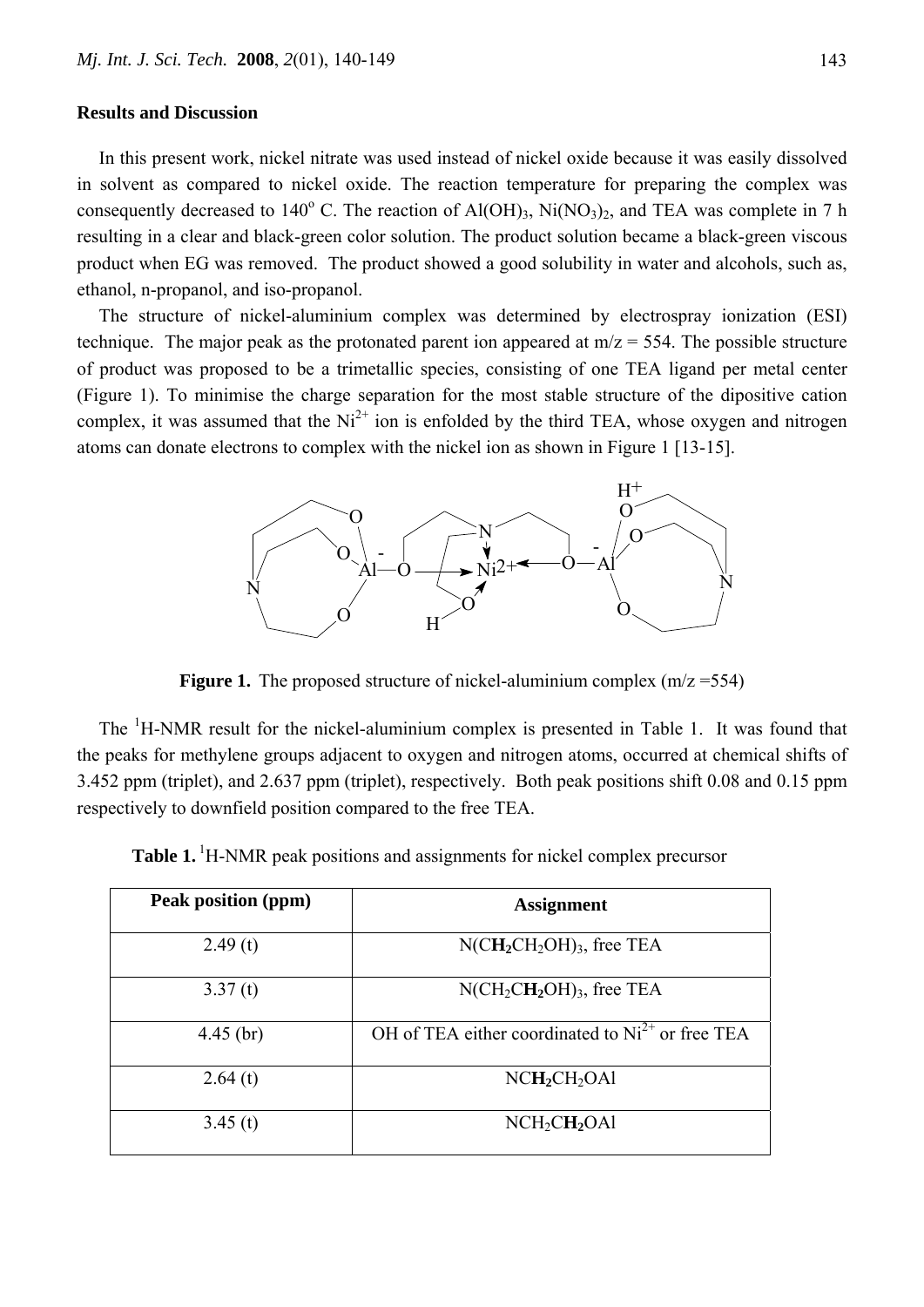## Results and Discussion

In this present work, nickel nitrate was used instead of nickel oxide because it was easily dissolved in solvent as compared to nickel oxide. The reaction temperature for preparing the complex was consequently decreased to 140$^o$ C. The reaction of $Al(OH)_3$, $Ni(NO_3)_2$, and TEA was complete in 7 h resulting in a clear and black-green color solution. The product solution became a black-green viscous product when EG was removed. The product showed a good solubility in water and alcohols, such as, ethanol, n-propanol, and iso-propanol.

The structure of nickel-aluminium complex was determined by electrospray ionization (ESI) technique. The major peak as the protonated parent ion appeared at m/z = 554. The possible structure of product was proposed to be a trimetallic species, consisting of one TEA ligand per metal center (Figure 1). To minimise the charge separation for the most stable structure of the dipositive cation complex, it was assumed that the $Ni^{2+}$ ion is enfolded by the third TEA, whose oxygen and nitrogen atoms can donate electrons to complex with the nickel ion as shown in Figure 1 [13-15].

**Figure 1.** The proposed structure of nickel-aluminium complex (m/z =554)

The $^1$H-NMR result for the nickel-aluminium complex is presented in Table 1. It was found that the peaks for methylene groups adjacent to oxygen and nitrogen atoms, occurred at chemical shifts of 3.452 ppm (triplet), and 2.637 ppm (triplet), respectively. Both peak positions shift 0.08 and 0.15 ppm respectively to downfield position compared to the free TEA.

**Table 1.** $^1$H-NMR peak positions and assignments for nickel complex precursor

| Peak position (ppm) | Assignment |
|---|---|
| 2.49 (t) | $N(C\mathbf{H_2}CH_2OH)_3$, free TEA |
| 3.37 (t) | $N(CH_2C\mathbf{H_2}OH)_3$, free TEA |
| 4.45 (br) | OH of TEA either coordinated to $Ni^{2+}$ or free TEA |
| 2.64 (t) | $NC\mathbf{H_2}CH_2OAl$ |
| 3.45 (t) | $NCH_2C\mathbf{H_2}OAl$ |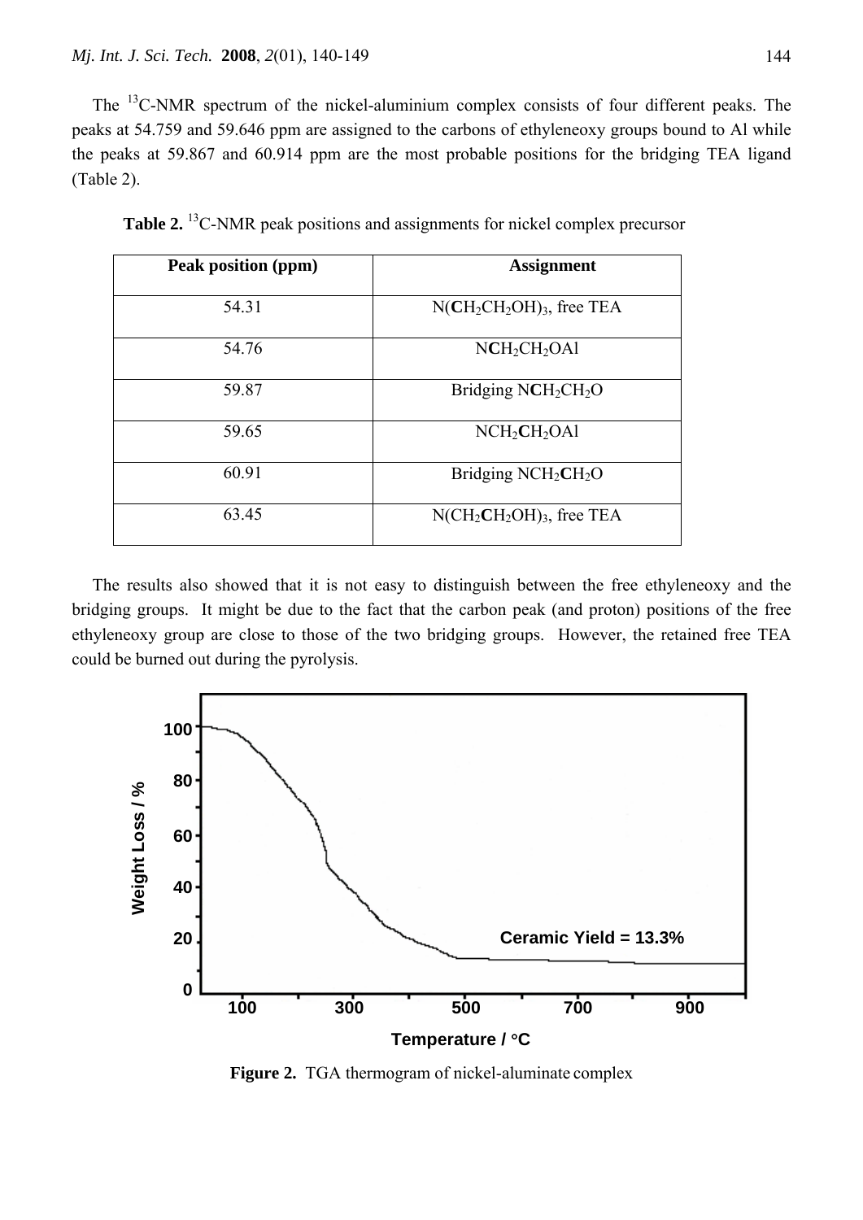The $^{13}C$-NMR spectrum of the nickel-aluminium complex consists of four different peaks. The peaks at 54.759 and 59.646 ppm are assigned to the carbons of ethyleneoxy groups bound to Al while the peaks at 59.867 and 60.914 ppm are the most probable positions for the bridging TEA ligand (Table 2).

**Table 2.** $^{13}C$-NMR peak positions and assignments for nickel complex precursor

| Peak position (ppm) | Assignment |
|---|---|
| 54.31 | $N(\mathbf{C}H_2CH_2OH)_3$, free TEA |
| 54.76 | $N\mathbf{C}H_2CH_2OAl$ |
| 59.87 | Bridging $N\mathbf{C}H_2CH_2O$ |
| 59.65 | $NCH_2\mathbf{C}H_2OAl$ |
| 60.91 | Bridging $NCH_2\mathbf{C}H_2O$ |
| 63.45 | $N(CH_2\mathbf{C}H_2OH)_3$, free TEA |

The results also showed that it is not easy to distinguish between the free ethyleneoxy and the bridging groups. It might be due to the fact that the carbon peak (and proton) positions of the free ethyleneoxy group are close to those of the two bridging groups. However, the retained free TEA could be burned out during the pyrolysis.

**Figure 2.** TGA thermogram of nickel-aluminate complex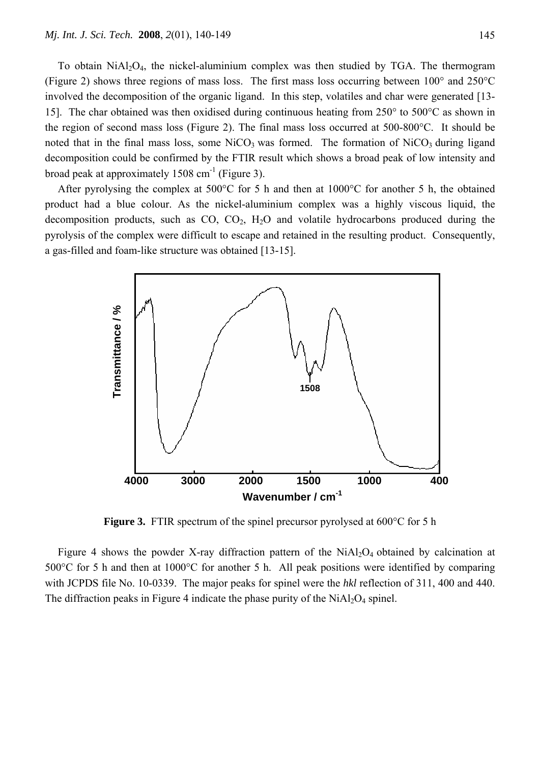To obtain $NiAl_2O_4$, the nickel-aluminium complex was then studied by TGA. The thermogram (Figure 2) shows three regions of mass loss. The first mass loss occurring between 100° and 250°C involved the decomposition of the organic ligand. In this step, volatiles and char were generated [13-15]. The char obtained was then oxidised during continuous heating from 250° to 500°C as shown in the region of second mass loss (Figure 2). The final mass loss occurred at 500-800°C. It should be noted that in the final mass loss, some $NiCO_3$ was formed. The formation of $NiCO_3$ during ligand decomposition could be confirmed by the FTIR result which shows a broad peak of low intensity and broad peak at approximately 1508 $cm^{-1}$ (Figure 3).

After pyrolysing the complex at 500°C for 5 h and then at 1000°C for another 5 h, the obtained product had a blue colour. As the nickel-aluminium complex was a highly viscous liquid, the decomposition products, such as CO, $CO_2$, $H_2O$ and volatile hydrocarbons produced during the pyrolysis of the complex were difficult to escape and retained in the resulting product. Consequently, a gas-filled and foam-like structure was obtained [13-15].

**Figure 3.** FTIR spectrum of the spinel precursor pyrolysed at 600°C for 5 h

Figure 4 shows the powder X-ray diffraction pattern of the $NiAl_2O_4$ obtained by calcination at 500°C for 5 h and then at 1000°C for another 5 h. All peak positions were identified by comparing with JCPDS file No. 10-0339. The major peaks for spinel were the *hkl* reflection of 311, 400 and 440. The diffraction peaks in Figure 4 indicate the phase purity of the $NiAl_2O_4$ spinel.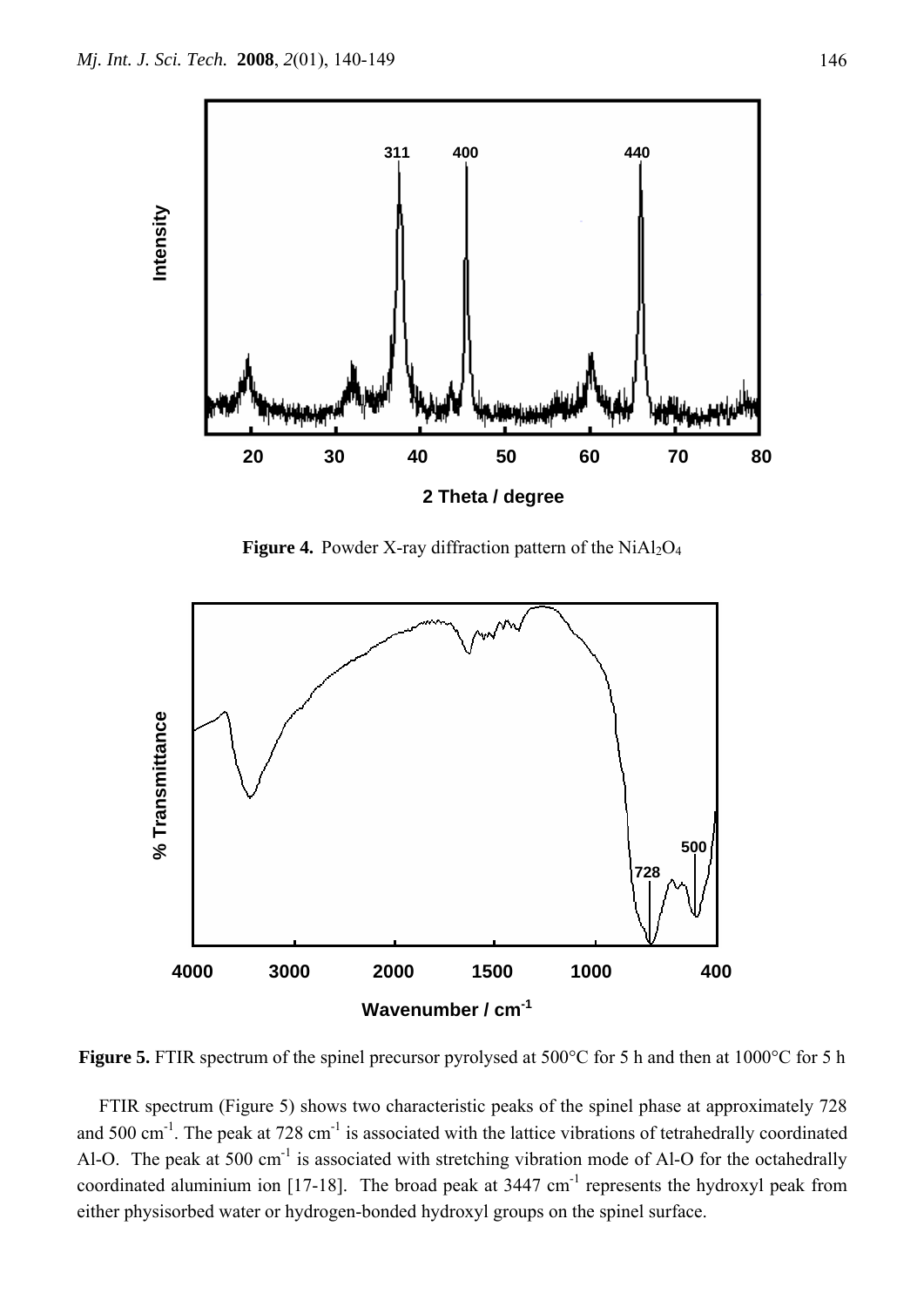**Figure 4.** Powder X-ray diffraction pattern of the $NiAl_2O_4$

**Figure 5.** FTIR spectrum of the spinel precursor pyrolysed at 500°C for 5 h and then at 1000°C for 5 h

FTIR spectrum (Figure 5) shows two characteristic peaks of the spinel phase at approximately 728 and 500 $cm^{-1}$. The peak at 728 $cm^{-1}$ is associated with the lattice vibrations of tetrahedrally coordinated Al-O. The peak at 500 $cm^{-1}$ is associated with stretching vibration mode of Al-O for the octahedrally coordinated aluminium ion [17-18]. The broad peak at 3447 $cm^{-1}$ represents the hydroxyl peak from either physisorbed water or hydrogen-bonded hydroxyl groups on the spinel surface.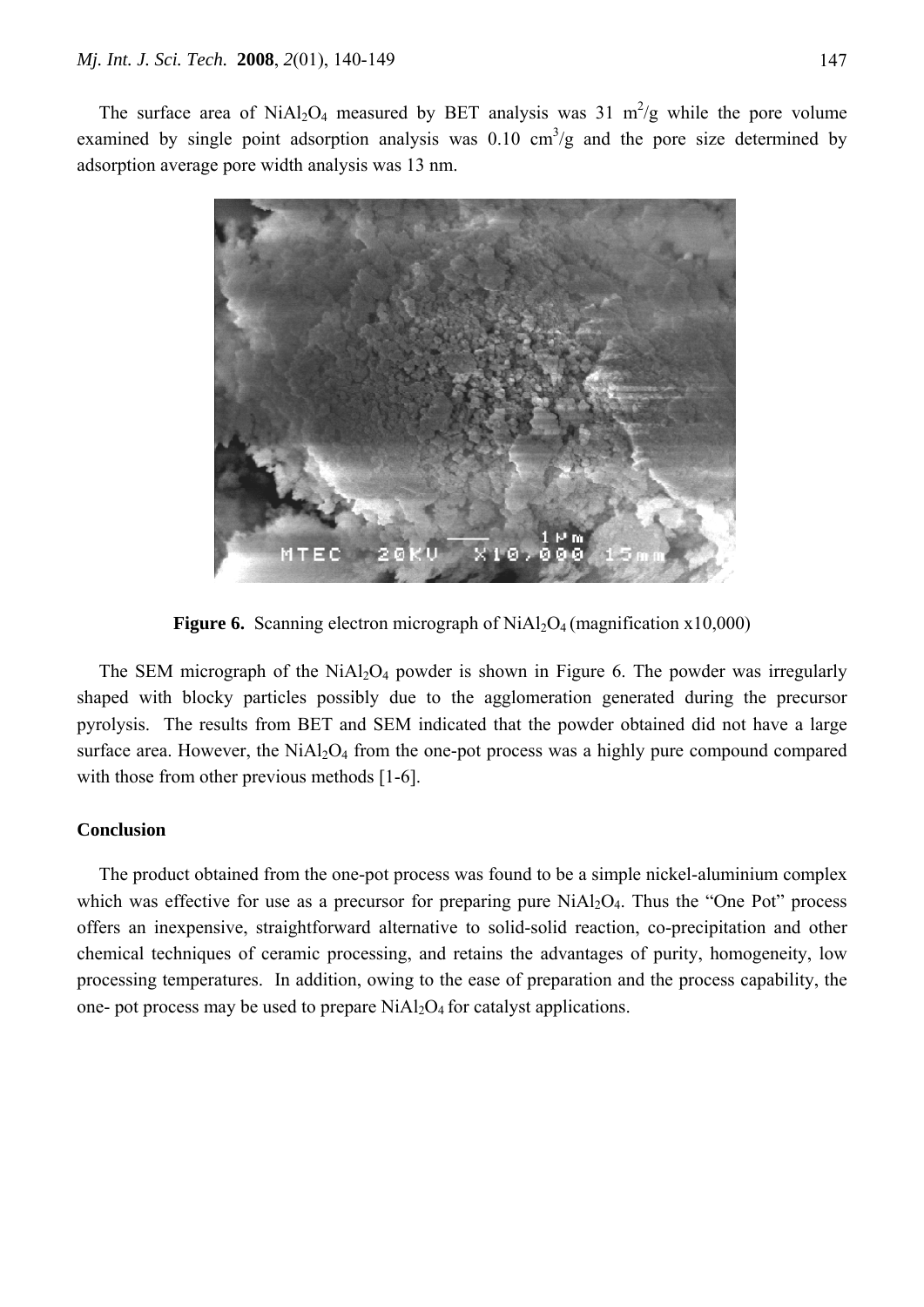The surface area of $NiAl_2O_4$ measured by BET analysis was 31 $m^2/g$ while the pore volume examined by single point adsorption analysis was 0.10 $cm^3/g$ and the pore size determined by adsorption average pore width analysis was 13 nm.

**Figure 6.** Scanning electron micrograph of $NiAl_2O_4$ (magnification x10,000)

The SEM micrograph of the $NiAl_2O_4$ powder is shown in Figure 6. The powder was irregularly shaped with blocky particles possibly due to the agglomeration generated during the precursor pyrolysis. The results from BET and SEM indicated that the powder obtained did not have a large surface area. However, the $NiAl_2O_4$ from the one-pot process was a highly pure compound compared with those from other previous methods [1-6].

## Conclusion

The product obtained from the one-pot process was found to be a simple nickel-aluminium complex which was effective for use as a precursor for preparing pure $NiAl_2O_4$. Thus the "One Pot" process offers an inexpensive, straightforward alternative to solid-solid reaction, co-precipitation and other chemical techniques of ceramic processing, and retains the advantages of purity, homogeneity, low processing temperatures. In addition, owing to the ease of preparation and the process capability, the one- pot process may be used to prepare $NiAl_2O_4$ for catalyst applications.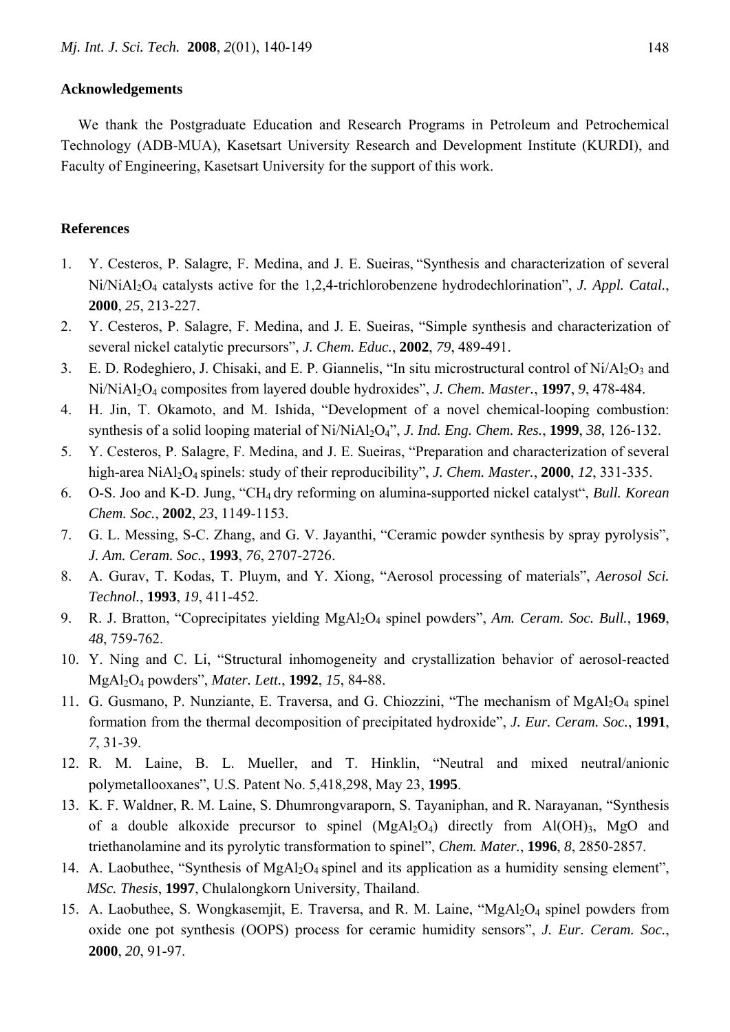## Acknowledgements

We thank the Postgraduate Education and Research Programs in Petroleum and Petrochemical Technology (ADB-MUA), Kasetsart University Research and Development Institute (KURDI), and Faculty of Engineering, Kasetsart University for the support of this work.

## References

1. Y. Cesteros, P. Salagre, F. Medina, and J. E. Sueiras, "Synthesis and characterization of several $Ni/NiAl_2O_4$ catalysts active for the 1,2,4-trichlorobenzene hydrodechlorination", *J. Appl. Catal.*, **2000**, *25*, 213-227.
2. Y. Cesteros, P. Salagre, F. Medina, and J. E. Sueiras, "Simple synthesis and characterization of several nickel catalytic precursors", *J. Chem. Educ.*, **2002**, *79*, 489-491.
3. E. D. Rodeghiero, J. Chisaki, and E. P. Giannelis, "In situ microstructural control of $Ni/Al_2O_3$ and $Ni/NiAl_2O_4$ composites from layered double hydroxides", *J. Chem. Master.*, **1997**, *9*, 478-484.
4. H. Jin, T. Okamoto, and M. Ishida, "Development of a novel chemical-looping combustion: synthesis of a solid looping material of $Ni/NiAl_2O_4$", *J. Ind. Eng. Chem. Res.*, **1999**, *38*, 126-132.
5. Y. Cesteros, P. Salagre, F. Medina, and J. E. Sueiras, "Preparation and characterization of several high-area $NiAl_2O_4$ spinels: study of their reproducibility", *J. Chem. Master.*, **2000**, *12*, 331-335.
6. O-S. Joo and K-D. Jung, "$CH_4$ dry reforming on alumina-supported nickel catalyst", *Bull. Korean Chem. Soc.*, **2002**, *23*, 1149-1153.
7. G. L. Messing, S-C. Zhang, and G. V. Jayanthi, "Ceramic powder synthesis by spray pyrolysis", *J. Am. Ceram. Soc.*, **1993**, *76*, 2707-2726.
8. A. Gurav, T. Kodas, T. Pluym, and Y. Xiong, "Aerosol processing of materials", *Aerosol Sci. Technol.*, **1993**, *19*, 411-452.
9. R. J. Bratton, "Coprecipitates yielding $MgAl_2O_4$ spinel powders", *Am. Ceram. Soc. Bull.*, **1969**, *48*, 759-762.
10. Y. Ning and C. Li, "Structural inhomogeneity and crystallization behavior of aerosol-reacted $MgAl_2O_4$ powders", *Mater. Lett.*, **1992**, *15*, 84-88.
11. G. Gusmano, P. Nunziante, E. Traversa, and G. Chiozzini, "The mechanism of $MgAl_2O_4$ spinel formation from the thermal decomposition of precipitated hydroxide", *J. Eur. Ceram. Soc.*, **1991**, *7*, 31-39.
12. R. M. Laine, B. L. Mueller, and T. Hinklin, "Neutral and mixed neutral/anionic polymetallooxanes", U.S. Patent No. 5,418,298, May 23, **1995**.
13. K. F. Waldner, R. M. Laine, S. Dhumrongvaraporn, S. Tayaniphan, and R. Narayanan, "Synthesis of a double alkoxide precursor to spinel ($MgAl_2O_4$) directly from $Al(OH)_3$, MgO and triethanolamine and its pyrolytic transformation to spinel", *Chem. Mater.*, **1996**, *8*, 2850-2857.
14. A. Laobuthee, "Synthesis of $MgAl_2O_4$ spinel and its application as a humidity sensing element", *MSc. Thesis*, **1997**, Chulalongkorn University, Thailand.
15. A. Laobuthee, S. Wongkasemjit, E. Traversa, and R. M. Laine, "$MgAl_2O_4$ spinel powders from oxide one pot synthesis (OOPS) process for ceramic humidity sensors", *J. Eur. Ceram. Soc.*, **2000**, *20*, 91-97.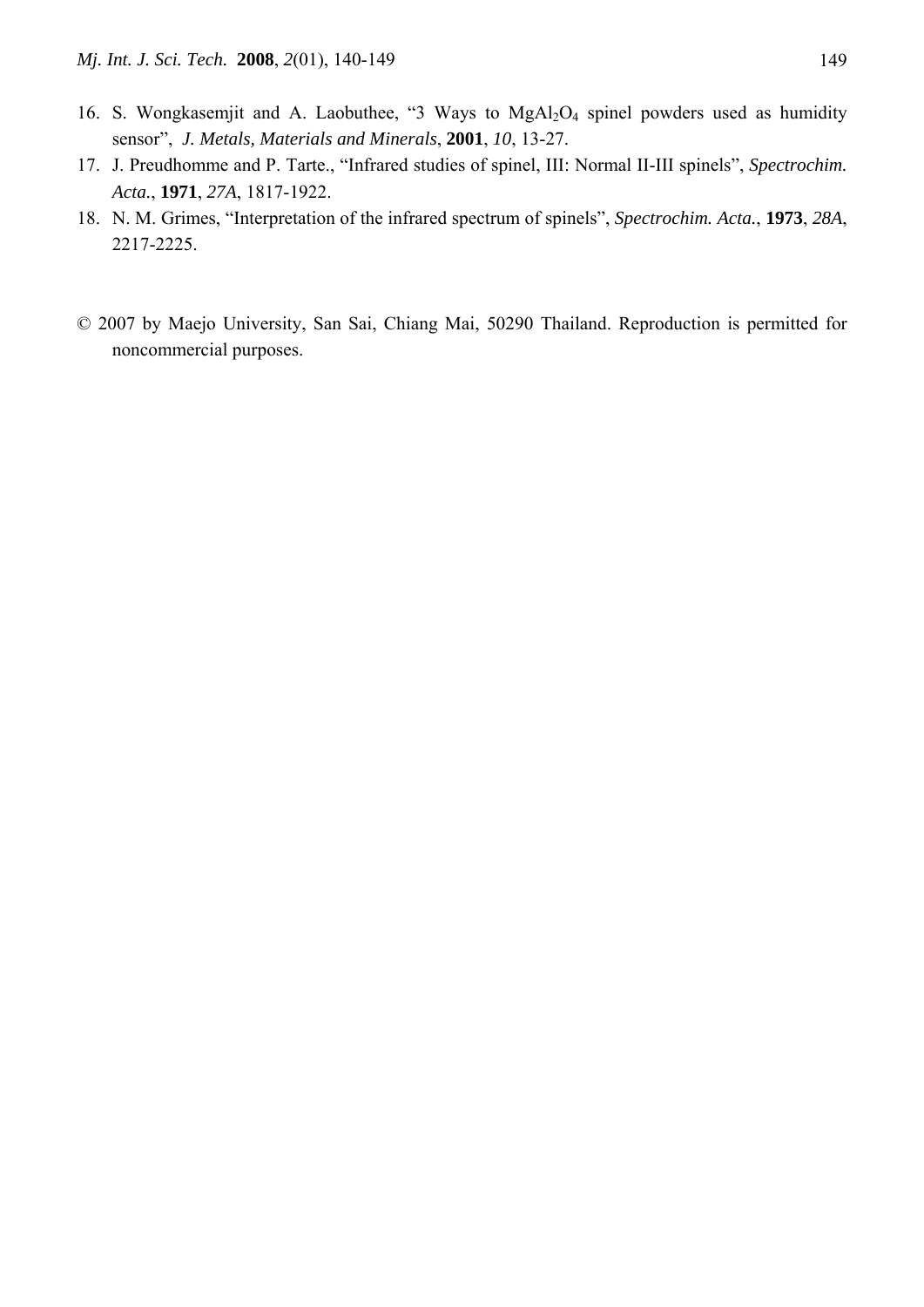16. S. Wongkasemjit and A. Laobuthee, "3 Ways to $MgAl_2O_4$ spinel powders used as humidity sensor", *J. Metals, Materials and Minerals*, **2001**, *10*, 13-27.
17. J. Preudhomme and P. Tarte., "Infrared studies of spinel, III: Normal II-III spinels", *Spectrochim. Acta.*, **1971**, *27A*, 1817-1922.
18. N. M. Grimes, "Interpretation of the infrared spectrum of spinels", *Spectrochim. Acta.*, **1973**, *28A*, 2217-2225.

© 2007 by Maejo University, San Sai, Chiang Mai, 50290 Thailand. Reproduction is permitted for noncommercial purposes.